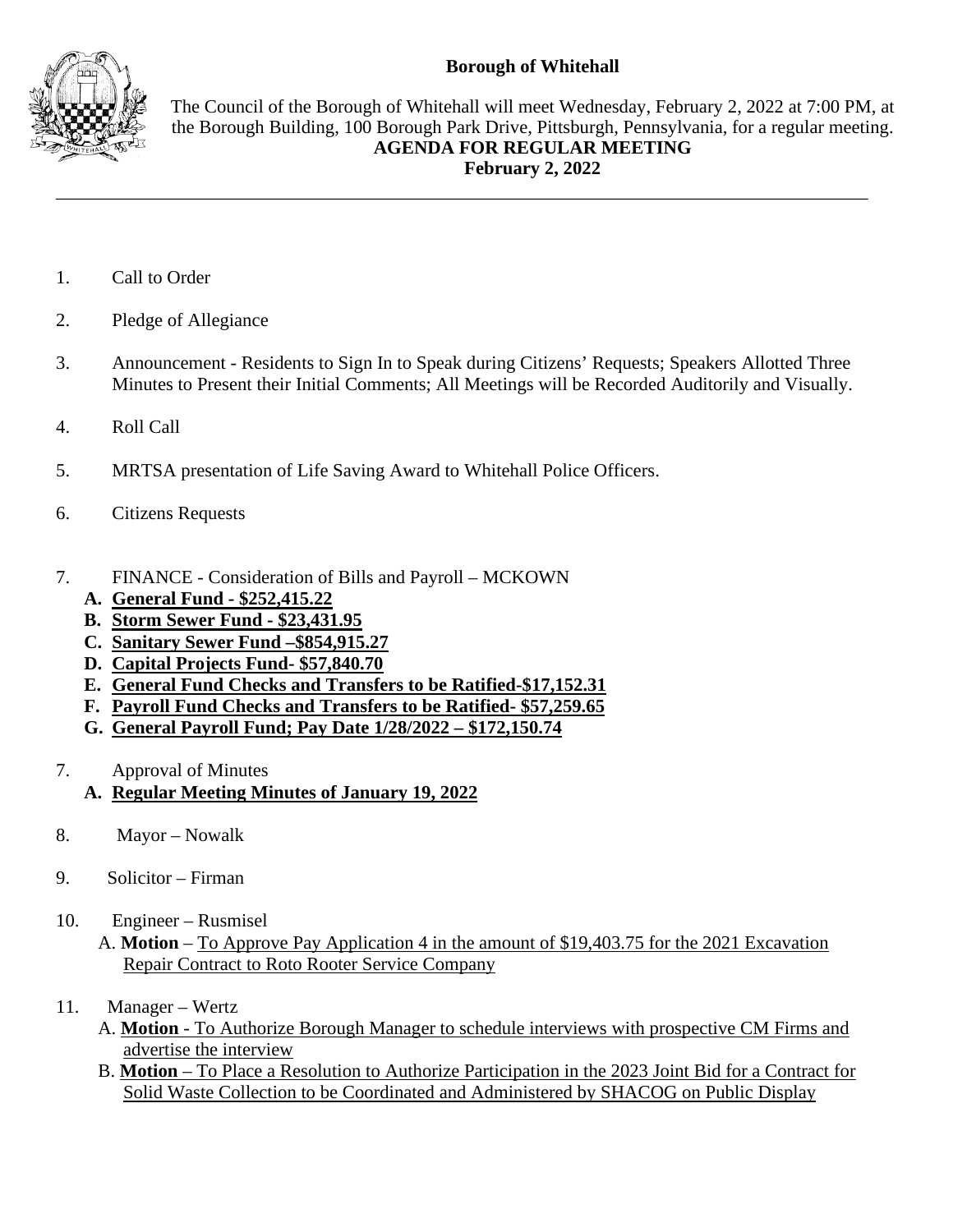**Borough of Whitehall**

The Council of the Borough of Whitehall will meet Wednesday, February 2, 2022 at 7:00 PM, at the Borough Building, 100 Borough Park Drive, Pittsburgh, Pennsylvania, for a regular meeting.

**AGENDA FOR REGULAR MEETING**
**February 2, 2022**

---

1. Call to Order

2. Pledge of Allegiance

3. Announcement - Residents to Sign In to Speak during Citizens' Requests; Speakers Allotted Three Minutes to Present their Initial Comments; All Meetings will be Recorded Auditorily and Visually.

4. Roll Call

5. MRTSA presentation of Life Saving Award to Whitehall Police Officers.

6. Citizens Requests

7. FINANCE - Consideration of Bills and Payroll – MCKOWN
   - **A. General Fund - $252,415.22**
   - **B. Storm Sewer Fund - $23,431.95**
   - **C. Sanitary Sewer Fund –$854,915.27**
   - **D. Capital Projects Fund- $57,840.70**
   - **E. General Fund Checks and Transfers to be Ratified-$17,152.31**
   - **F. Payroll Fund Checks and Transfers to be Ratified- $57,259.65**
   - **G. General Payroll Fund; Pay Date 1/28/2022 – $172,150.74**

7. Approval of Minutes
   - **A. Regular Meeting Minutes of January 19, 2022**

8. Mayor – Nowalk

9. Solicitor – Firman

10. Engineer – Rusmisel
    - A. **Motion** – To Approve Pay Application 4 in the amount of $19,403.75 for the 2021 Excavation Repair Contract to Roto Rooter Service Company

11. Manager – Wertz
    - A. **Motion** - To Authorize Borough Manager to schedule interviews with prospective CM Firms and advertise the interview
    - B. **Motion** – To Place a Resolution to Authorize Participation in the 2023 Joint Bid for a Contract for Solid Waste Collection to be Coordinated and Administered by SHACOG on Public Display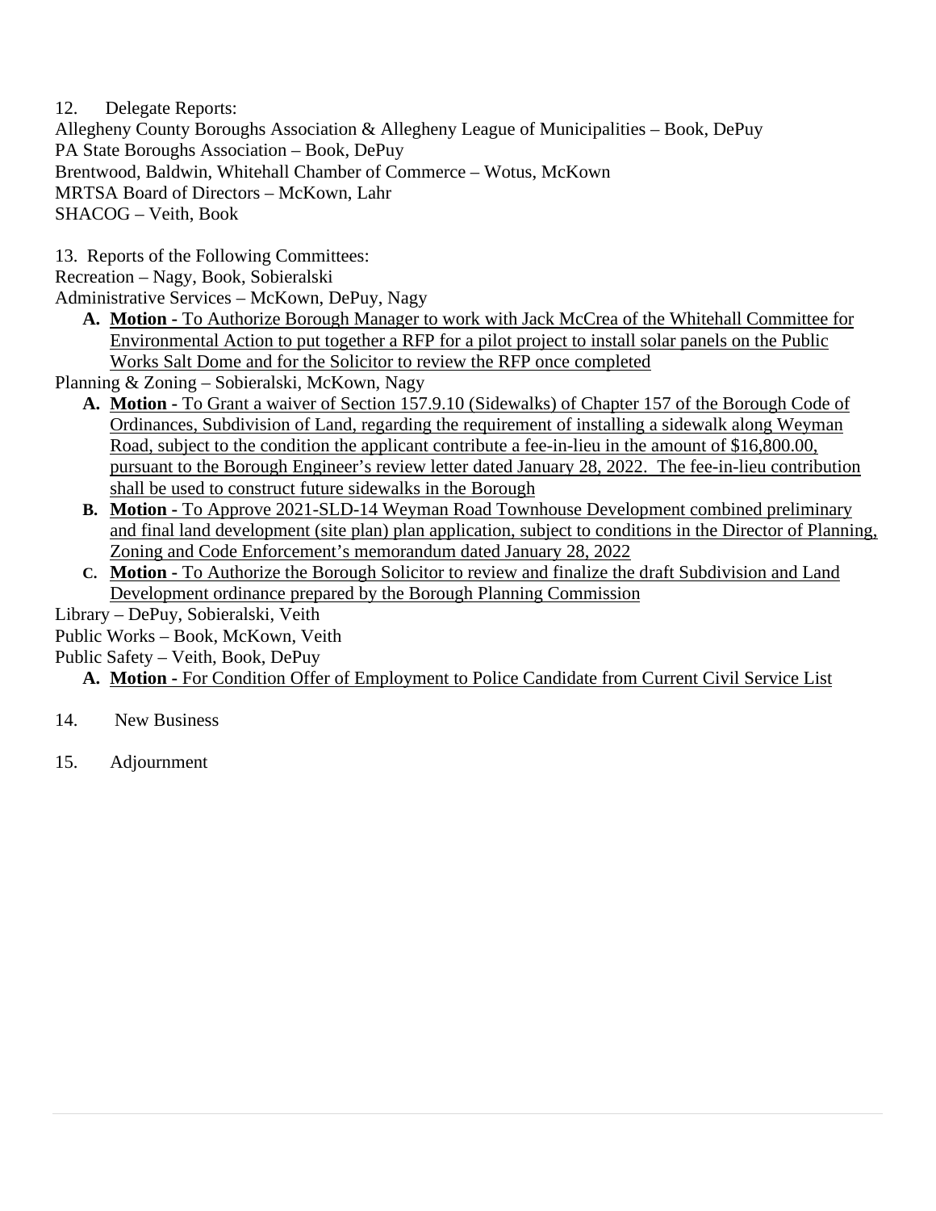12. Delegate Reports:

Allegheny County Boroughs Association & Allegheny League of Municipalities – Book, DePuy
PA State Boroughs Association – Book, DePuy
Brentwood, Baldwin, Whitehall Chamber of Commerce – Wotus, McKown
MRTSA Board of Directors – McKown, Lahr
SHACOG – Veith, Book

13. Reports of the Following Committees:

Recreation – Nagy, Book, Sobieralski

Administrative Services – McKown, DePuy, Nagy

**A. Motion -** To Authorize Borough Manager to work with Jack McCrea of the Whitehall Committee for Environmental Action to put together a RFP for a pilot project to install solar panels on the Public Works Salt Dome and for the Solicitor to review the RFP once completed

Planning & Zoning – Sobieralski, McKown, Nagy

**A. Motion -** To Grant a waiver of Section 157.9.10 (Sidewalks) of Chapter 157 of the Borough Code of Ordinances, Subdivision of Land, regarding the requirement of installing a sidewalk along Weyman Road, subject to the condition the applicant contribute a fee-in-lieu in the amount of $16,800.00, pursuant to the Borough Engineer's review letter dated January 28, 2022. The fee-in-lieu contribution shall be used to construct future sidewalks in the Borough

**B. Motion -** To Approve 2021-SLD-14 Weyman Road Townhouse Development combined preliminary and final land development (site plan) plan application, subject to conditions in the Director of Planning, Zoning and Code Enforcement's memorandum dated January 28, 2022

**C. Motion -** To Authorize the Borough Solicitor to review and finalize the draft Subdivision and Land Development ordinance prepared by the Borough Planning Commission

Library – DePuy, Sobieralski, Veith

Public Works – Book, McKown, Veith

Public Safety – Veith, Book, DePuy

**A. Motion -** For Condition Offer of Employment to Police Candidate from Current Civil Service List

14. New Business

15. Adjournment